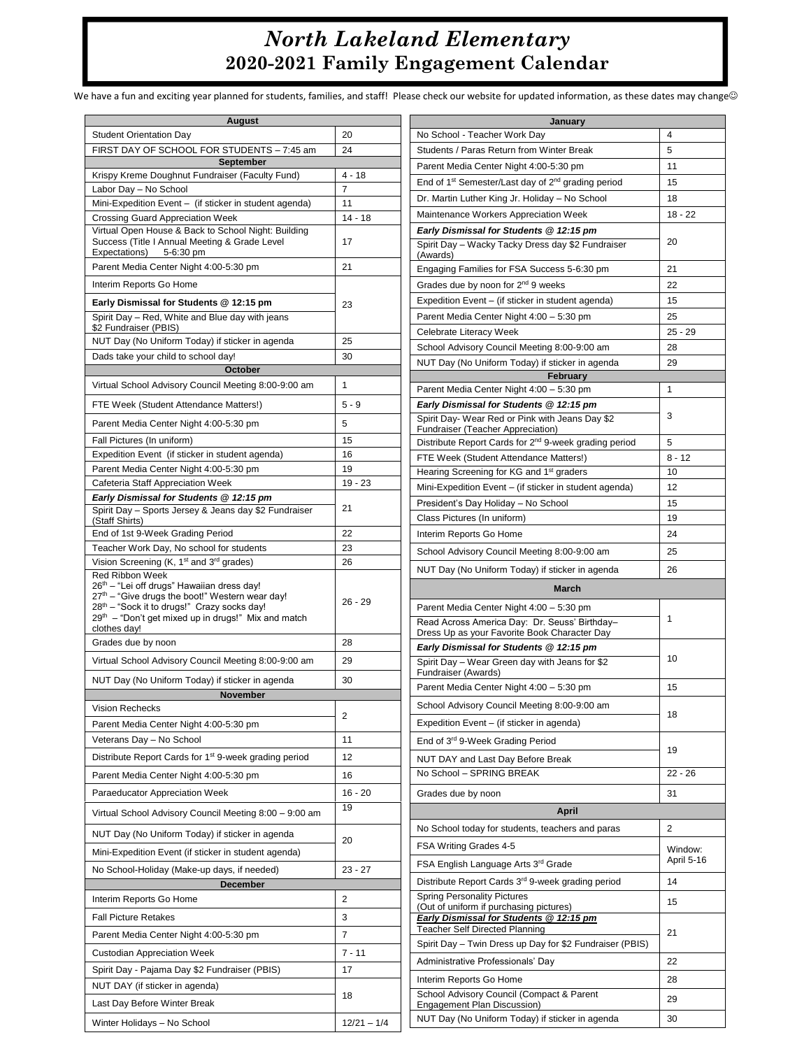# *North Lakeland Elementary*
## 2020-2021 Family Engagement Calendar

We have a fun and exciting year planned for students, families, and staff! Please check our website for updated information, as these dates may change☺

| **August** | |
|---|---|
| Student Orientation Day | 20 |
| FIRST DAY OF SCHOOL FOR STUDENTS – 7:45 am | 24 |
| **September** | |
| Krispy Kreme Doughnut Fundraiser (Faculty Fund) | 4 - 18 |
| Labor Day – No School | 7 |
| Mini-Expedition Event – (if sticker in student agenda) | 11 |
| Crossing Guard Appreciation Week | 14 - 18 |
| Virtual Open House & Back to School Night: Building Success (Title I Annual Meeting & Grade Level Expectations) 5-6:30 pm | 17 |
| Parent Media Center Night 4:00-5:30 pm | 21 |
| Interim Reports Go Home | 23 |
| **Early Dismissal for Students @ 12:15 pm** | 23 |
| Spirit Day – Red, White and Blue day with jeans $2 Fundraiser (PBIS) | 23 |
| NUT Day (No Uniform Today) if sticker in agenda | 25 |
| Dads take your child to school day! | 30 |
| **October** | |
| Virtual School Advisory Council Meeting 8:00-9:00 am | 1 |
| FTE Week (Student Attendance Matters!) | 5 - 9 |
| Parent Media Center Night 4:00-5:30 pm | 5 |
| Fall Pictures (In uniform) | 15 |
| Expedition Event (if sticker in student agenda) | 16 |
| Parent Media Center Night 4:00-5:30 pm | 19 |
| Cafeteria Staff Appreciation Week | 19 - 23 |
| ***Early Dismissal for Students @ 12:15 pm*** | 21 |
| Spirit Day – Sports Jersey & Jeans day $2 Fundraiser (Staff Shirts) | 21 |
| End of 1st 9-Week Grading Period | 22 |
| Teacher Work Day, No school for students | 23 |
| Vision Screening (K, 1st and 3rd grades) | 26 |
| Red Ribbon Week<br>26th – "Lei off drugs" Hawaiian dress day!<br>27th – "Give drugs the boot!" Western wear day!<br>28th – "Sock it to drugs!" Crazy socks day!<br>29th – "Don't get mixed up in drugs!" Mix and match clothes day! | 26 - 29 |
| Grades due by noon | 28 |
| Virtual School Advisory Council Meeting 8:00-9:00 am | 29 |
| NUT Day (No Uniform Today) if sticker in agenda | 30 |
| **November** | |
| Vision Rechecks | 2 |
| Parent Media Center Night 4:00-5:30 pm | 2 |
| Veterans Day – No School | 11 |
| Distribute Report Cards for 1st 9-week grading period | 12 |
| Parent Media Center Night 4:00-5:30 pm | 16 |
| Paraeducator Appreciation Week | 16 - 20 |
| Virtual School Advisory Council Meeting 8:00 – 9:00 am | 19 |
| NUT Day (No Uniform Today) if sticker in agenda | 20 |
| Mini-Expedition Event (if sticker in student agenda) | 20 |
| No School-Holiday (Make-up days, if needed) | 23 - 27 |
| **December** | |
| Interim Reports Go Home | 2 |
| Fall Picture Retakes | 3 |
| Parent Media Center Night 4:00-5:30 pm | 7 |
| Custodian Appreciation Week | 7 - 11 |
| Spirit Day - Pajama Day $2 Fundraiser (PBIS) | 17 |
| NUT DAY (if sticker in agenda) | 18 |
| Last Day Before Winter Break | 18 |
| Winter Holidays – No School | 12/21 – 1/4 |

| **January** | |
|---|---|
| No School - Teacher Work Day | 4 |
| Students / Paras Return from Winter Break | 5 |
| Parent Media Center Night 4:00-5:30 pm | 11 |
| End of 1st Semester/Last day of 2nd grading period | 15 |
| Dr. Martin Luther King Jr. Holiday – No School | 18 |
| Maintenance Workers Appreciation Week | 18 - 22 |
| ***Early Dismissal for Students @ 12:15 pm*** | 20 |
| Spirit Day – Wacky Tacky Dress day $2 Fundraiser (Awards) | 20 |
| Engaging Families for FSA Success 5-6:30 pm | 21 |
| Grades due by noon for 2nd 9 weeks | 22 |
| Expedition Event – (if sticker in student agenda) | 15 |
| Parent Media Center Night 4:00 – 5:30 pm | 25 |
| Celebrate Literacy Week | 25 - 29 |
| School Advisory Council Meeting 8:00-9:00 am | 28 |
| NUT Day (No Uniform Today) if sticker in agenda | 29 |
| **February** | |
| Parent Media Center Night 4:00 – 5:30 pm | 1 |
| ***Early Dismissal for Students @ 12:15 pm*** | 3 |
| Spirit Day- Wear Red or Pink with Jeans Day $2 Fundraiser (Teacher Appreciation) | 3 |
| Distribute Report Cards for 2nd 9-week grading period | 5 |
| FTE Week (Student Attendance Matters!) | 8 - 12 |
| Hearing Screening for KG and 1st graders | 10 |
| Mini-Expedition Event – (if sticker in student agenda) | 12 |
| President's Day Holiday – No School | 15 |
| Class Pictures (In uniform) | 19 |
| Interim Reports Go Home | 24 |
| School Advisory Council Meeting 8:00-9:00 am | 25 |
| NUT Day (No Uniform Today) if sticker in agenda | 26 |
| **March** | |
| Parent Media Center Night 4:00 – 5:30 pm | 1 |
| Read Across America Day: Dr. Seuss' Birthday– Dress Up as your Favorite Book Character Day | 1 |
| ***Early Dismissal for Students @ 12:15 pm*** | 10 |
| Spirit Day – Wear Green day with Jeans for $2 Fundraiser (Awards) | 10 |
| Parent Media Center Night 4:00 – 5:30 pm | 15 |
| School Advisory Council Meeting 8:00-9:00 am | 18 |
| Expedition Event – (if sticker in agenda) | 18 |
| End of 3rd 9-Week Grading Period | 19 |
| NUT DAY and Last Day Before Break | 19 |
| No School – SPRING BREAK | 22 - 26 |
| Grades due by noon | 31 |
| **April** | |
| No School today for students, teachers and paras | 2 |
| FSA Writing Grades 4-5 | Window: April 5-16 |
| FSA English Language Arts 3rd Grade | Window: April 5-16 |
| Distribute Report Cards 3rd 9-week grading period | 14 |
| Spring Personality Pictures (Out of uniform if purchasing pictures) | 15 |
| ***Early Dismissal for Students @ 12:15 pm***<br>Teacher Self Directed Planning | 21 |
| Spirit Day – Twin Dress up Day for $2 Fundraiser (PBIS) | 21 |
| Administrative Professionals' Day | 22 |
| Interim Reports Go Home | 28 |
| School Advisory Council (Compact & Parent Engagement Plan Discussion) | 29 |
| NUT Day (No Uniform Today) if sticker in agenda | 30 |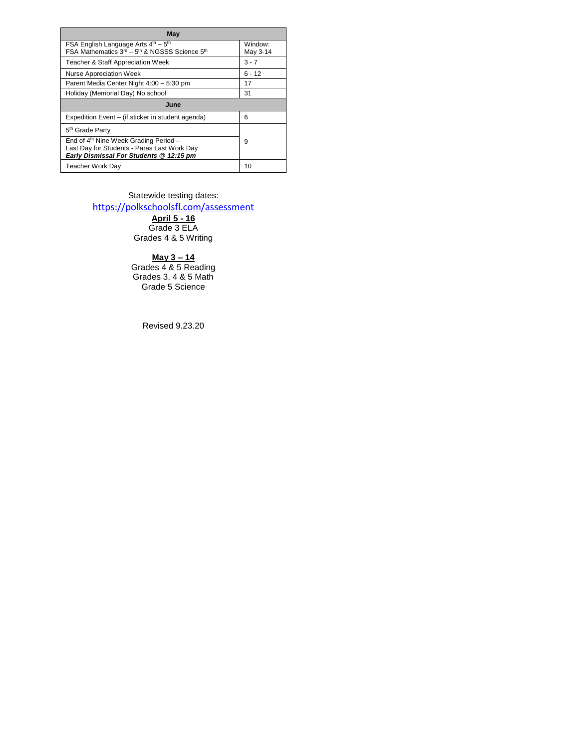| May | |
|---|---|
| FSA English Language Arts 4th – 5th<br>FSA Mathematics 3rd – 5th & NGSSS Science 5th | Window:<br>May 3-14 |
| Teacher & Staff Appreciation Week | 3 - 7 |
| Nurse Appreciation Week | 6 - 12 |
| Parent Media Center Night 4:00 – 5:30 pm | 17 |
| Holiday (Memorial Day) No school | 31 |
| **June** | |
| Expedition Event – (if sticker in student agenda) | 6 |
| 5th Grade Party | 9 |
| End of 4th Nine Week Grading Period –<br>Last Day for Students - Paras Last Work Day<br>***Early Dismissal For Students @ 12:15 pm*** | |
| Teacher Work Day | 10 |

Statewide testing dates:
https://polkschoolsfl.com/assessment

**April 5 - 16**
Grade 3 ELA
Grades 4 & 5 Writing

**May 3 – 14**
Grades 4 & 5 Reading
Grades 3, 4 & 5 Math
Grade 5 Science

Revised 9.23.20